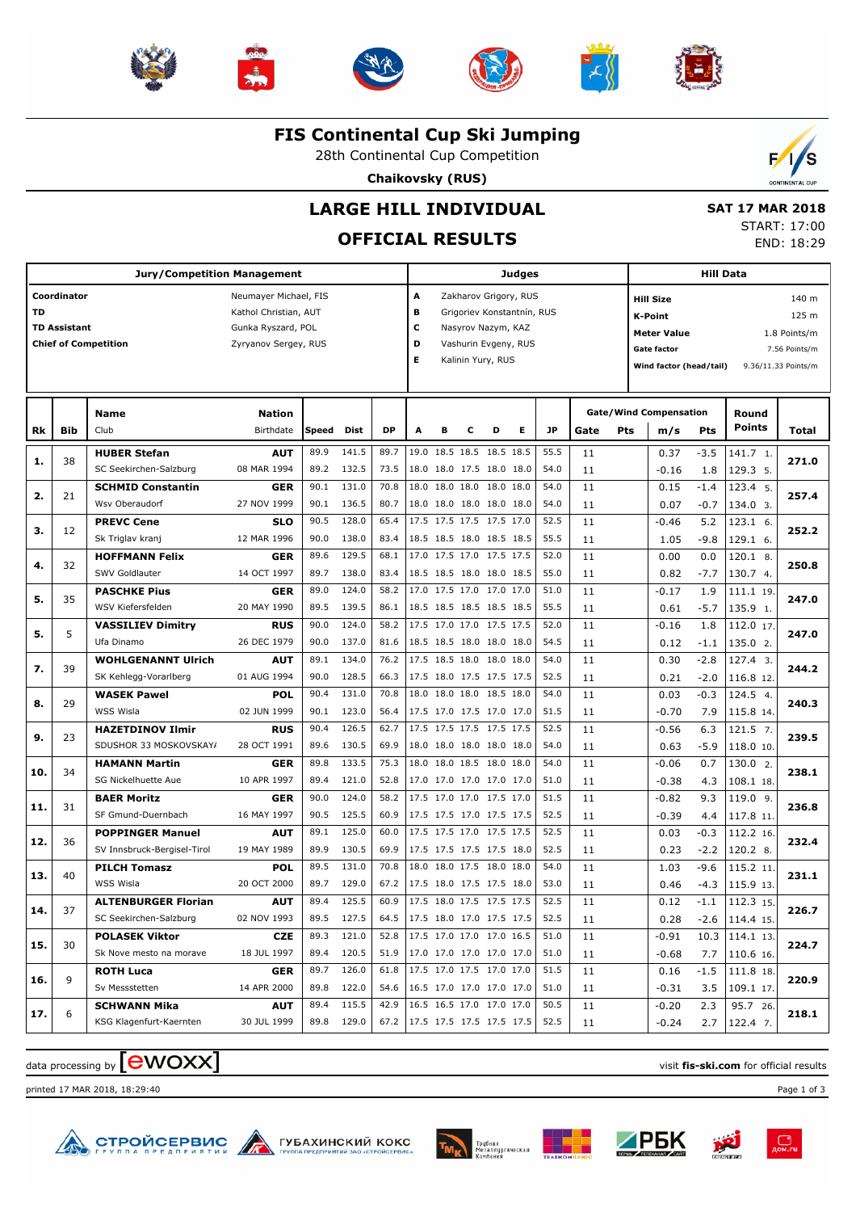# FIS Continental Cup Ski Jumping

28th Continental Cup Competition

**Chaikovsky (RUS)**

## LARGE HILL INDIVIDUAL

## OFFICIAL RESULTS

**SAT 17 MAR 2018**
START: 17:00
END: 18:29

| Jury/Competition Management | | Judges | | Hill Data | |
|---|---|---|---|---|---|
| **Coordinator** | Neumayer Michael, FIS | **A** | Zakharov Grigory, RUS | **Hill Size** | 140 m |
| **TD** | Kathol Christian, AUT | **B** | Grigoriev Konstantnin, RUS | **K-Point** | 125 m |
| **TD Assistant** | Gunka Ryszard, POL | **C** | Nasyrov Nazym, KAZ | **Meter Value** | 1.8 Points/m |
| **Chief of Competition** | Zyryanov Sergey, RUS | **D** | Vashurin Evgeny, RUS | **Gate factor** | 7.56 Points/m |
| | | **E** | Kalinin Yury, RUS | **Wind factor (head/tail)** | 9.36/11.33 Points/m |

| Rk | Bib | Name / Club | Nation / Birthdate | Speed | Dist | DP | A | B | C | D | E | JP | Gate | Gate Pts | m/s | Wind Pts | Round Points | Total |
|---|---|---|---|---|---|---|---|---|---|---|---|---|---|---|---|---|---|---|
| 1. | 38 | **HUBER Stefan** | **AUT** | 89.9 | 141.5 | 89.7 | 19.0 | 18.5 | 18.5 | 18.5 | 18.5 | 55.5 | 11 | | 0.37 | -3.5 | 141.7 1. | 271.0 |
| | | SC Seekirchen-Salzburg | 08 MAR 1994 | 89.2 | 132.5 | 73.5 | 18.0 | 18.0 | 17.5 | 18.0 | 18.0 | 54.0 | 11 | | -0.16 | 1.8 | 129.3 5. | |
| 2. | 21 | **SCHMID Constantin** | **GER** | 90.1 | 131.0 | 70.8 | 18.0 | 18.0 | 18.0 | 18.0 | 18.0 | 54.0 | 11 | | 0.15 | -1.4 | 123.4 5. | 257.4 |
| | | Wsv Oberaudorf | 27 NOV 1999 | 90.1 | 136.5 | 80.7 | 18.0 | 18.0 | 18.0 | 18.0 | 18.0 | 54.0 | 11 | | 0.07 | -0.7 | 134.0 3. | |
| 3. | 12 | **PREVC Cene** | **SLO** | 90.5 | 128.0 | 65.4 | 17.5 | 17.5 | 17.5 | 17.5 | 17.0 | 52.5 | 11 | | -0.46 | 5.2 | 123.1 6. | 252.2 |
| | | Sk Triglav kranj | 12 MAR 1996 | 90.0 | 138.0 | 83.4 | 18.5 | 18.5 | 18.0 | 18.5 | 18.5 | 55.5 | 11 | | 1.05 | -9.8 | 129.1 6. | |
| 4. | 32 | **HOFFMANN Felix** | **GER** | 89.6 | 129.5 | 68.1 | 17.0 | 17.5 | 17.0 | 17.5 | 17.5 | 52.0 | 11 | | 0.00 | 0.0 | 120.1 8. | 250.8 |
| | | SWV Goldlauter | 14 OCT 1997 | 89.7 | 138.0 | 83.4 | 18.5 | 18.5 | 18.0 | 18.0 | 18.5 | 55.0 | 11 | | 0.82 | -7.7 | 130.7 4. | |
| 5. | 35 | **PASCHKE Pius** | **GER** | 89.0 | 124.0 | 58.2 | 17.0 | 17.5 | 17.0 | 17.0 | 17.0 | 51.0 | 11 | | -0.17 | 1.9 | 111.1 19. | 247.0 |
| | | WSV Kiefersfelden | 20 MAY 1990 | 89.5 | 139.5 | 86.1 | 18.5 | 18.5 | 18.5 | 18.5 | 18.5 | 55.5 | 11 | | 0.61 | -5.7 | 135.9 1. | |
| 5. | 5 | **VASSILIEV Dimitry** | **RUS** | 90.0 | 124.0 | 58.2 | 17.5 | 17.0 | 17.0 | 17.5 | 17.5 | 52.0 | 11 | | -0.16 | 1.8 | 112.0 17. | 247.0 |
| | | Ufa Dinamo | 26 DEC 1979 | 90.0 | 137.0 | 81.6 | 18.5 | 18.5 | 18.0 | 18.0 | 18.0 | 54.5 | 11 | | 0.12 | -1.1 | 135.0 2. | |
| 7. | 39 | **WOHLGENANNT Ulrich** | **AUT** | 89.1 | 134.0 | 76.2 | 17.5 | 18.5 | 18.0 | 18.0 | 18.0 | 54.0 | 11 | | 0.30 | -2.8 | 127.4 3. | 244.2 |
| | | SK Kehlegg-Vorarlberg | 01 AUG 1994 | 90.0 | 128.5 | 66.3 | 17.5 | 18.0 | 17.5 | 17.5 | 17.5 | 52.5 | 11 | | 0.21 | -2.0 | 116.8 12. | |
| 8. | 29 | **WASEK Pawel** | **POL** | 90.4 | 131.0 | 70.8 | 18.0 | 18.0 | 18.0 | 18.5 | 18.0 | 54.0 | 11 | | 0.03 | -0.3 | 124.5 4. | 240.3 |
| | | WSS Wisla | 02 JUN 1999 | 90.1 | 123.0 | 56.4 | 17.5 | 17.0 | 17.5 | 17.0 | 17.0 | 51.5 | 11 | | -0.70 | 7.9 | 115.8 14. | |
| 9. | 23 | **HAZETDINOV Ilmir** | **RUS** | 90.4 | 126.5 | 62.7 | 17.5 | 17.5 | 17.5 | 17.5 | 17.5 | 52.5 | 11 | | -0.56 | 6.3 | 121.5 7. | 239.5 |
| | | SDUSHOR 33 MOSKOVSKAYA | 28 OCT 1991 | 89.6 | 130.5 | 69.9 | 18.0 | 18.0 | 18.0 | 18.0 | 18.0 | 54.0 | 11 | | 0.63 | -5.9 | 118.0 10. | |
| 10. | 34 | **HAMANN Martin** | **GER** | 89.8 | 133.5 | 75.3 | 18.0 | 18.0 | 18.5 | 18.0 | 18.0 | 54.0 | 11 | | -0.06 | 0.7 | 130.0 2. | 238.1 |
| | | SG Nickelhuette Aue | 10 APR 1997 | 89.4 | 121.0 | 52.8 | 17.0 | 17.0 | 17.0 | 17.0 | 17.0 | 51.0 | 11 | | -0.38 | 4.3 | 108.1 18. | |
| 11. | 31 | **BAER Moritz** | **GER** | 90.0 | 124.0 | 58.2 | 17.5 | 17.0 | 17.0 | 17.5 | 17.0 | 51.5 | 11 | | -0.82 | 9.3 | 119.0 9. | 236.8 |
| | | SF Gmund-Duernbach | 16 MAY 1997 | 90.5 | 125.5 | 60.9 | 17.5 | 17.5 | 17.0 | 17.5 | 17.5 | 52.5 | 11 | | -0.39 | 4.4 | 117.8 11. | |
| 12. | 36 | **POPPINGER Manuel** | **AUT** | 89.1 | 125.0 | 60.0 | 17.5 | 17.5 | 17.0 | 17.5 | 17.5 | 52.5 | 11 | | 0.03 | -0.3 | 112.2 16. | 232.4 |
| | | SV Innsbruck-Bergisel-Tirol | 19 MAY 1989 | 89.9 | 130.5 | 69.9 | 17.5 | 17.5 | 17.5 | 17.5 | 18.0 | 52.5 | 11 | | 0.23 | -2.2 | 120.2 8. | |
| 13. | 40 | **PILCH Tomasz** | **POL** | 89.5 | 131.0 | 70.8 | 18.0 | 18.0 | 17.5 | 18.0 | 18.0 | 54.0 | 11 | | 1.03 | -9.6 | 115.2 11. | 231.1 |
| | | WSS Wisla | 20 OCT 2000 | 89.7 | 129.0 | 67.2 | 17.5 | 18.0 | 17.5 | 17.5 | 18.0 | 53.0 | 11 | | 0.46 | -4.3 | 115.9 13. | |
| 14. | 37 | **ALTENBURGER Florian** | **AUT** | 89.4 | 125.5 | 60.9 | 17.5 | 18.0 | 17.5 | 17.5 | 17.5 | 52.5 | 11 | | 0.12 | -1.1 | 112.3 15. | 226.7 |
| | | SC Seekirchen-Salzburg | 02 NOV 1993 | 89.5 | 127.5 | 64.5 | 17.5 | 18.0 | 17.0 | 17.5 | 17.5 | 52.5 | 11 | | 0.28 | -2.6 | 114.4 15. | |
| 15. | 30 | **POLASEK Viktor** | **CZE** | 89.3 | 121.0 | 52.8 | 17.5 | 17.0 | 17.0 | 17.0 | 16.5 | 51.0 | 11 | | -0.91 | 10.3 | 114.1 13. | 224.7 |
| | | Sk Nove mesto na morave | 18 JUL 1997 | 89.4 | 120.5 | 51.9 | 17.0 | 17.0 | 17.0 | 17.0 | 17.0 | 51.0 | 11 | | -0.68 | 7.7 | 110.6 16. | |
| 16. | 9 | **ROTH Luca** | **GER** | 89.7 | 126.0 | 61.8 | 17.5 | 17.0 | 17.5 | 17.0 | 17.0 | 51.5 | 11 | | 0.16 | -1.5 | 111.8 18. | 220.9 |
| | | Sv Messstetten | 14 APR 2000 | 89.8 | 122.0 | 54.6 | 16.5 | 17.0 | 17.0 | 17.0 | 17.0 | 51.0 | 11 | | -0.31 | 3.5 | 109.1 17. | |
| 17. | 6 | **SCHWANN Mika** | **AUT** | 89.4 | 115.5 | 42.9 | 16.5 | 16.5 | 17.0 | 17.0 | 17.0 | 50.5 | 11 | | -0.20 | 2.3 | 95.7 26. | 218.1 |
| | | KSG Klagenfurt-Kaernten | 30 JUL 1999 | 89.8 | 129.0 | 67.2 | 17.5 | 17.5 | 17.5 | 17.5 | 17.5 | 52.5 | 11 | | -0.24 | 2.7 | 122.4 7. | |

data processing by ewoxx — visit **fis-ski.com** for official results

printed 17 MAR 2018, 18:29:40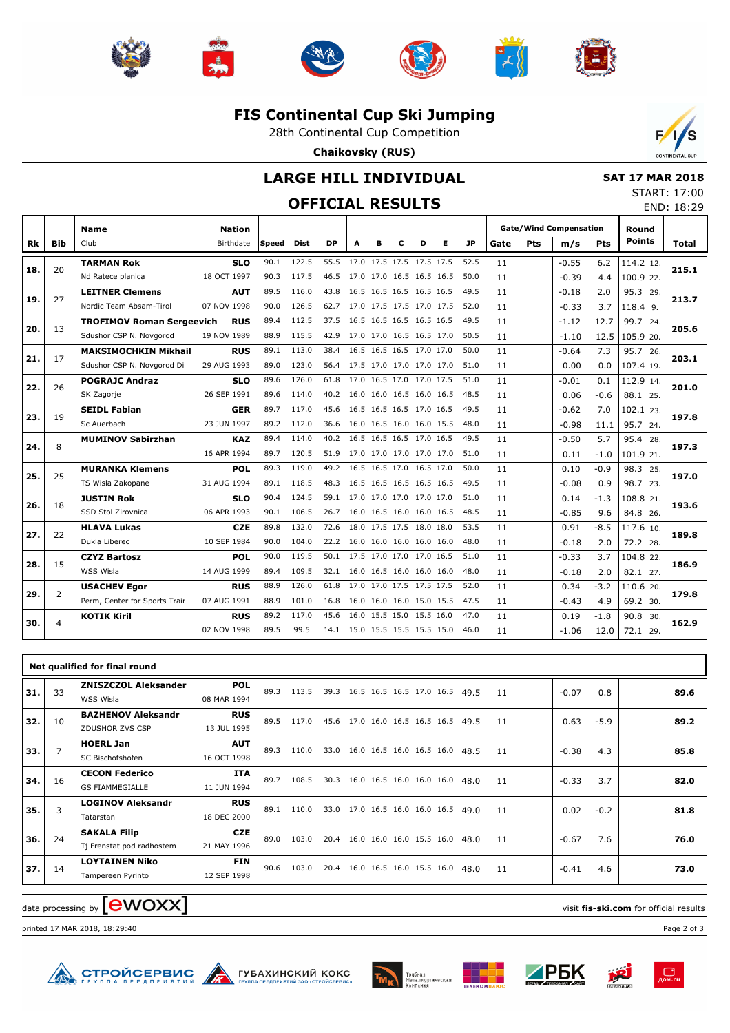# FIS Continental Cup Ski Jumping

28th Continental Cup Competition

**Chaikovsky (RUS)**

## LARGE HILL INDIVIDUAL

## OFFICIAL RESULTS

**SAT 17 MAR 2018**
START: 17:00
END: 18:29

| Rk | Bib | Name / Club | Nation / Birthdate | Speed | Dist | DP | A | B | C | D | E | JP | Gate | Pts | m/s | Pts | Round Points | Total |
|---|---|---|---|---|---|---|---|---|---|---|---|---|---|---|---|---|---|---|
| 18. | 20 | **TARMAN Rok** | **SLO** | 90.1 | 122.5 | 55.5 | 17.0 | 17.5 | 17.5 | 17.5 | 17.5 | 52.5 | 11 | | -0.55 | 6.2 | 114.2 12. | **215.1** |
| | | Nd Ratece planica | 18 OCT 1997 | 90.3 | 117.5 | 46.5 | 17.0 | 17.0 | 16.5 | 16.5 | 16.5 | 50.0 | 11 | | -0.39 | 4.4 | 100.9 22. | |
| 19. | 27 | **LEITNER Clemens** | **AUT** | 89.5 | 116.0 | 43.8 | 16.5 | 16.5 | 16.5 | 16.5 | 16.5 | 49.5 | 11 | | -0.18 | 2.0 | 95.3 29. | **213.7** |
| | | Nordic Team Absam-Tirol | 07 NOV 1998 | 90.0 | 126.5 | 62.7 | 17.0 | 17.5 | 17.5 | 17.0 | 17.5 | 52.0 | 11 | | -0.33 | 3.7 | 118.4 9. | |
| 20. | 13 | **TROFIMOV Roman Sergeevich** | **RUS** | 89.4 | 112.5 | 37.5 | 16.5 | 16.5 | 16.5 | 16.5 | 16.5 | 49.5 | 11 | | -1.12 | 12.7 | 99.7 24. | **205.6** |
| | | Sdushor CSP N. Novgorod | 19 NOV 1989 | 88.9 | 115.5 | 42.9 | 17.0 | 17.0 | 16.5 | 16.5 | 17.0 | 50.5 | 11 | | -1.10 | 12.5 | 105.9 20. | |
| 21. | 17 | **MAKSIMOCHKIN Mikhail** | **RUS** | 89.1 | 113.0 | 38.4 | 16.5 | 16.5 | 16.5 | 17.0 | 17.0 | 50.0 | 11 | | -0.64 | 7.3 | 95.7 26. | **203.1** |
| | | Sdushor CSP N. Novgorod Di | 29 AUG 1993 | 89.0 | 123.0 | 56.4 | 17.5 | 17.0 | 17.0 | 17.0 | 17.0 | 51.0 | 11 | | 0.00 | 0.0 | 107.4 19. | |
| 22. | 26 | **POGRAJC Andraz** | **SLO** | 89.6 | 126.0 | 61.8 | 17.0 | 16.5 | 17.0 | 17.0 | 17.5 | 51.0 | 11 | | -0.01 | 0.1 | 112.9 14. | **201.0** |
| | | SK Zagorje | 26 SEP 1991 | 89.6 | 114.0 | 40.2 | 16.0 | 16.0 | 16.5 | 16.0 | 16.5 | 48.5 | 11 | | 0.06 | -0.6 | 88.1 25. | |
| 23. | 19 | **SEIDL Fabian** | **GER** | 89.7 | 117.0 | 45.6 | 16.5 | 16.5 | 16.5 | 17.0 | 16.5 | 49.5 | 11 | | -0.62 | 7.0 | 102.1 23. | **197.8** |
| | | Sc Auerbach | 23 JUN 1997 | 89.2 | 112.0 | 36.6 | 16.0 | 16.5 | 16.0 | 16.0 | 15.5 | 48.0 | 11 | | -0.98 | 11.1 | 95.7 24. | |
| 24. | 8 | **MUMINOV Sabirzhan** | **KAZ** | 89.4 | 114.0 | 40.2 | 16.5 | 16.5 | 16.5 | 17.0 | 16.5 | 49.5 | 11 | | -0.50 | 5.7 | 95.4 28. | **197.3** |
| | | | 16 APR 1994 | 89.7 | 120.5 | 51.9 | 17.0 | 17.0 | 17.0 | 17.0 | 17.0 | 51.0 | 11 | | 0.11 | -1.0 | 101.9 21. | |
| 25. | 25 | **MURANKA Klemens** | **POL** | 89.3 | 119.0 | 49.2 | 16.5 | 16.5 | 17.0 | 16.5 | 17.0 | 50.0 | 11 | | 0.10 | -0.9 | 98.3 25. | **197.0** |
| | | TS Wisla Zakopane | 31 AUG 1994 | 89.1 | 118.5 | 48.3 | 16.5 | 16.5 | 16.5 | 16.5 | 16.5 | 49.5 | 11 | | -0.08 | 0.9 | 98.7 23. | |
| 26. | 18 | **JUSTIN Rok** | **SLO** | 90.4 | 124.5 | 59.1 | 17.0 | 17.0 | 17.0 | 17.0 | 17.0 | 51.0 | 11 | | 0.14 | -1.3 | 108.8 21. | **193.6** |
| | | SSD Stol Zirovnica | 06 APR 1993 | 90.1 | 106.5 | 26.7 | 16.0 | 16.5 | 16.0 | 16.0 | 16.5 | 48.5 | 11 | | -0.85 | 9.6 | 84.8 26. | |
| 27. | 22 | **HLAVA Lukas** | **CZE** | 89.8 | 132.0 | 72.6 | 18.0 | 17.5 | 17.5 | 18.0 | 18.0 | 53.5 | 11 | | 0.91 | -8.5 | 117.6 10. | **189.8** |
| | | Dukla Liberec | 10 SEP 1984 | 90.0 | 104.0 | 22.2 | 16.0 | 16.0 | 16.0 | 16.0 | 16.0 | 48.0 | 11 | | -0.18 | 2.0 | 72.2 28. | |
| 28. | 15 | **CZYZ Bartosz** | **POL** | 90.0 | 119.5 | 50.1 | 17.5 | 17.0 | 17.0 | 17.0 | 16.5 | 51.0 | 11 | | -0.33 | 3.7 | 104.8 22. | **186.9** |
| | | WSS Wisla | 14 AUG 1999 | 89.4 | 109.5 | 32.1 | 16.0 | 16.5 | 16.0 | 16.0 | 16.0 | 48.0 | 11 | | -0.18 | 2.0 | 82.1 27. | |
| 29. | 2 | **USACHEV Egor** | **RUS** | 88.9 | 126.0 | 61.8 | 17.0 | 17.0 | 17.5 | 17.5 | 17.5 | 52.0 | 11 | | 0.34 | -3.2 | 110.6 20. | **179.8** |
| | | Perm, Center for Sports Trair | 07 AUG 1991 | 88.9 | 101.0 | 16.8 | 16.0 | 16.0 | 16.0 | 15.0 | 15.5 | 47.5 | 11 | | -0.43 | 4.9 | 69.2 30. | |
| 30. | 4 | **KOTIK Kiril** | **RUS** | 89.2 | 117.0 | 45.6 | 16.0 | 15.5 | 15.0 | 15.5 | 16.0 | 47.0 | 11 | | 0.19 | -1.8 | 90.8 30. | **162.9** |
| | | | 02 NOV 1998 | 89.5 | 99.5 | 14.1 | 15.0 | 15.5 | 15.5 | 15.5 | 15.0 | 46.0 | 11 | | -1.06 | 12.0 | 72.1 29. | |

**Not qualified for final round**

| Rk | Bib | Name / Club | Nation / Birthdate | Speed | Dist | DP | A | B | C | D | E | JP | Gate | Pts | m/s | Pts | Round Points | Total |
|---|---|---|---|---|---|---|---|---|---|---|---|---|---|---|---|---|---|---|
| 31. | 33 | **ZNISZCZOL Aleksander** | **POL** | 89.3 | 113.5 | 39.3 | 16.5 | 16.5 | 16.5 | 17.0 | 16.5 | 49.5 | 11 | | -0.07 | 0.8 | | **89.6** |
| | | WSS Wisla | 08 MAR 1994 | | | | | | | | | | | | | | | |
| 32. | 10 | **BAZHENOV Aleksandr** | **RUS** | 89.5 | 117.0 | 45.6 | 17.0 | 16.0 | 16.5 | 16.5 | 16.5 | 49.5 | 11 | | 0.63 | -5.9 | | **89.2** |
| | | ZDUSHOR ZVS CSP | 13 JUL 1995 | | | | | | | | | | | | | | | |
| 33. | 7 | **HOERL Jan** | **AUT** | 89.3 | 110.0 | 33.0 | 16.0 | 16.5 | 16.0 | 16.5 | 16.0 | 48.5 | 11 | | -0.38 | 4.3 | | **85.8** |
| | | SC Bischofshofen | 16 OCT 1998 | | | | | | | | | | | | | | | |
| 34. | 16 | **CECON Federico** | **ITA** | 89.7 | 108.5 | 30.3 | 16.0 | 16.5 | 16.0 | 16.0 | 16.0 | 48.0 | 11 | | -0.33 | 3.7 | | **82.0** |
| | | GS FIAMMEGIALLE | 11 JUN 1994 | | | | | | | | | | | | | | | |
| 35. | 3 | **LOGINOV Aleksandr** | **RUS** | 89.1 | 110.0 | 33.0 | 17.0 | 16.5 | 16.0 | 16.0 | 16.5 | 49.0 | 11 | | 0.02 | -0.2 | | **81.8** |
| | | Tatarstan | 18 DEC 2000 | | | | | | | | | | | | | | | |
| 36. | 24 | **SAKALA Filip** | **CZE** | 89.0 | 103.0 | 20.4 | 16.0 | 16.0 | 16.0 | 15.5 | 16.0 | 48.0 | 11 | | -0.67 | 7.6 | | **76.0** |
| | | Tj Frenstat pod radhostem | 21 MAY 1996 | | | | | | | | | | | | | | | |
| 37. | 14 | **LOYTAINEN Niko** | **FIN** | 90.6 | 103.0 | 20.4 | 16.0 | 16.5 | 16.0 | 15.5 | 16.0 | 48.0 | 11 | | -0.41 | 4.6 | | **73.0** |
| | | Tampereen Pyrinto | 12 SEP 1998 | | | | | | | | | | | | | | | |

data processing by ewoxx — visit **fis-ski.com** for official results

printed 17 MAR 2018, 18:29:40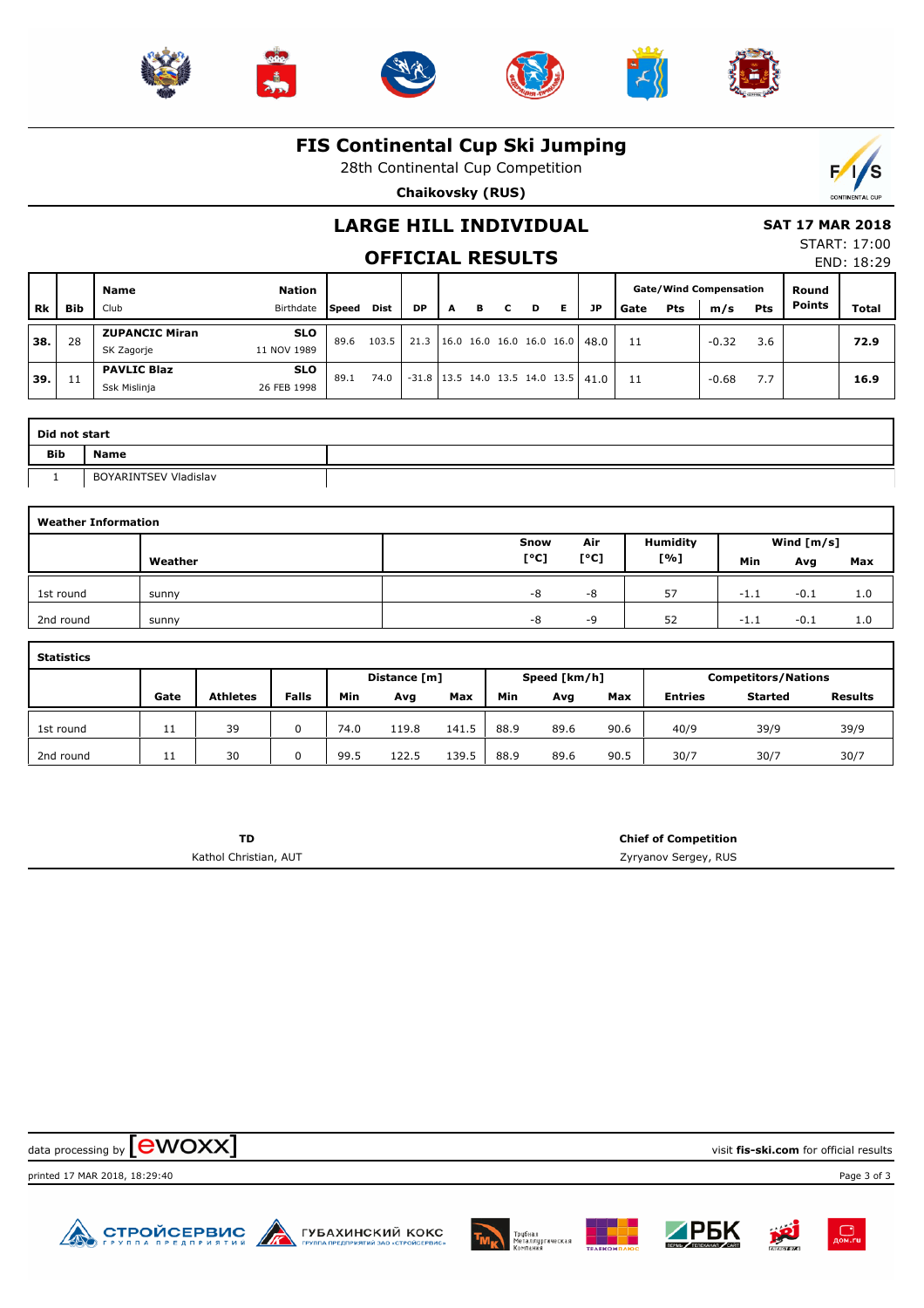# FIS Continental Cup Ski Jumping

28th Continental Cup Competition

**Chaikovsky (RUS)**

## LARGE HILL INDIVIDUAL

**SAT 17 MAR 2018**

START: 17:00

END: 18:29

## OFFICIAL RESULTS

| Rk | Bib | Name / Club | Nation / Birthdate | Speed | Dist | DP | A | B | C | D | E | JP | Gate | Pts | m/s | Pts | Round Points | Total |
|---|---|---|---|---|---|---|---|---|---|---|---|---|---|---|---|---|---|---|
| 38. | 28 | **ZUPANCIC Miran** SK Zagorje | **SLO** 11 NOV 1989 | 89.6 | 103.5 | 21.3 | 16.0 | 16.0 | 16.0 | 16.0 | 16.0 | 48.0 | 11 | | -0.32 | 3.6 | | **72.9** |
| 39. | 11 | **PAVLIC Blaz** Ssk Mislinja | **SLO** 26 FEB 1998 | 89.1 | 74.0 | -31.8 | 13.5 | 14.0 | 13.5 | 14.0 | 13.5 | 41.0 | 11 | | -0.68 | 7.7 | | **16.9** |

Gate/Wind Compensation: Gate, Pts, m/s, Pts

### Did not start

| Bib | Name |
|---|---|
| 1 | BOYARINTSEV Vladislav |

### Weather Information

| | Weather | Snow [°C] | Air [°C] | Humidity [%] | Wind [m/s] Min | Avg | Max |
|---|---|---|---|---|---|---|---|
| 1st round | sunny | -8 | -8 | 57 | -1.1 | -0.1 | 1.0 |
| 2nd round | sunny | -8 | -9 | 52 | -1.1 | -0.1 | 1.0 |

### Statistics

| | Gate | Athletes | Falls | Distance [m] Min | Avg | Max | Speed [km/h] Min | Avg | Max | Competitors/Nations Entries | Started | Results |
|---|---|---|---|---|---|---|---|---|---|---|---|---|
| 1st round | 11 | 39 | 0 | 74.0 | 119.8 | 141.5 | 88.9 | 89.6 | 90.6 | 40/9 | 39/9 | 39/9 |
| 2nd round | 11 | 30 | 0 | 99.5 | 122.5 | 139.5 | 88.9 | 89.6 | 90.5 | 30/7 | 30/7 | 30/7 |

**TD**
Kathol Christian, AUT

**Chief of Competition**
Zyryanov Sergey, RUS

data processing by ewoxx

visit **fis-ski.com** for official results

printed 17 MAR 2018, 18:29:40